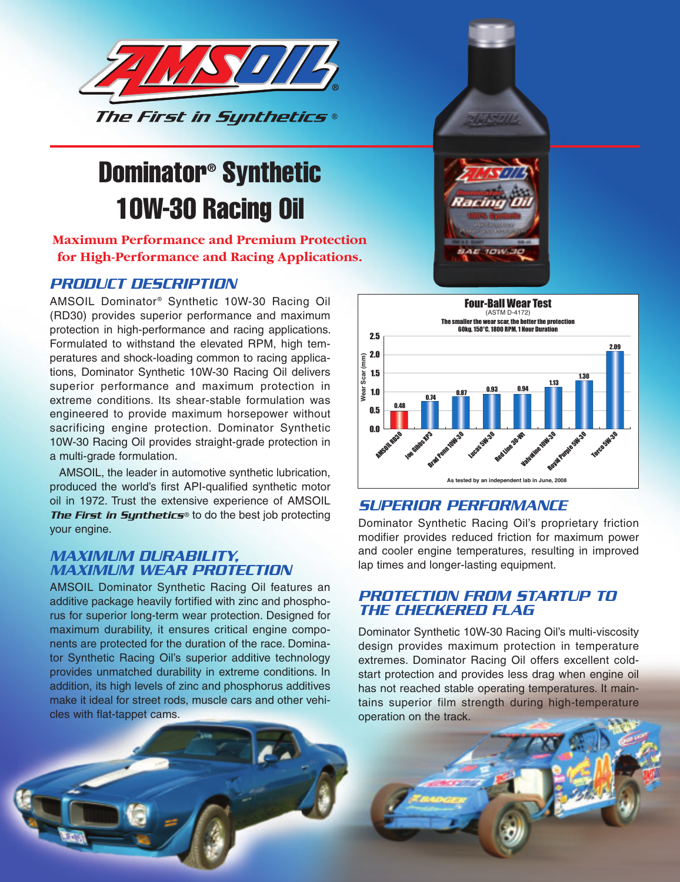AMSOIL

*The First in Synthetics*®

# Dominator® Synthetic 10W-30 Racing Oil

**Maximum Performance and Premium Protection for High-Performance and Racing Applications.**

## PRODUCT DESCRIPTION

AMSOIL Dominator® Synthetic 10W-30 Racing Oil (RD30) provides superior performance and maximum protection in high-performance and racing applications. Formulated to withstand the elevated RPM, high temperatures and shock-loading common to racing applications, Dominator Synthetic 10W-30 Racing Oil delivers superior performance and maximum protection in extreme conditions. Its shear-stable formulation was engineered to provide maximum horsepower without sacrificing engine protection. Dominator Synthetic 10W-30 Racing Oil provides straight-grade protection in a multi-grade formulation.

AMSOIL, the leader in automotive synthetic lubrication, produced the world's first API-qualified synthetic motor oil in 1972. Trust the extensive experience of AMSOIL ***The First in Synthetics***® to do the best job protecting your engine.

## MAXIMUM DURABILITY, MAXIMUM WEAR PROTECTION

AMSOIL Dominator Synthetic Racing Oil features an additive package heavily fortified with zinc and phosphorus for superior long-term wear protection. Designed for maximum durability, it ensures critical engine components are protected for the duration of the race. Dominator Synthetic Racing Oil's superior additive technology provides unmatched durability in extreme conditions. In addition, its high levels of zinc and phosphorus additives make it ideal for street rods, muscle cars and other vehicles with flat-tappet cams.

**Four-Ball Wear Test**
(ASTM D-4172)
The smaller the wear scar, the better the protection
60kg, 150°C, 1800 RPM, 1 Hour Duration

| Oil | Wear Scar (mm) |
|---|---|
| AMSOIL RD30 | 0.48 |
| Joe Gibbs XP3 | 0.74 |
| Brad Penn 10W-30 | 0.87 |
| Lucas 5W-30 | 0.93 |
| Red Line 30-Wt | 0.94 |
| Valvoline 10W-30 | 1.13 |
| Royal Purple 5W-30 | 1.30 |
| Torco 5W-30 | 2.09 |

As tested by an independent lab in June, 2008

## SUPERIOR PERFORMANCE

Dominator Synthetic Racing Oil's proprietary friction modifier provides reduced friction for maximum power and cooler engine temperatures, resulting in improved lap times and longer-lasting equipment.

## PROTECTION FROM STARTUP TO THE CHECKERED FLAG

Dominator Synthetic 10W-30 Racing Oil's multi-viscosity design provides maximum protection in temperature extremes. Dominator Racing Oil offers excellent cold-start protection and provides less drag when engine oil has not reached stable operating temperatures. It maintains superior film strength during high-temperature operation on the track.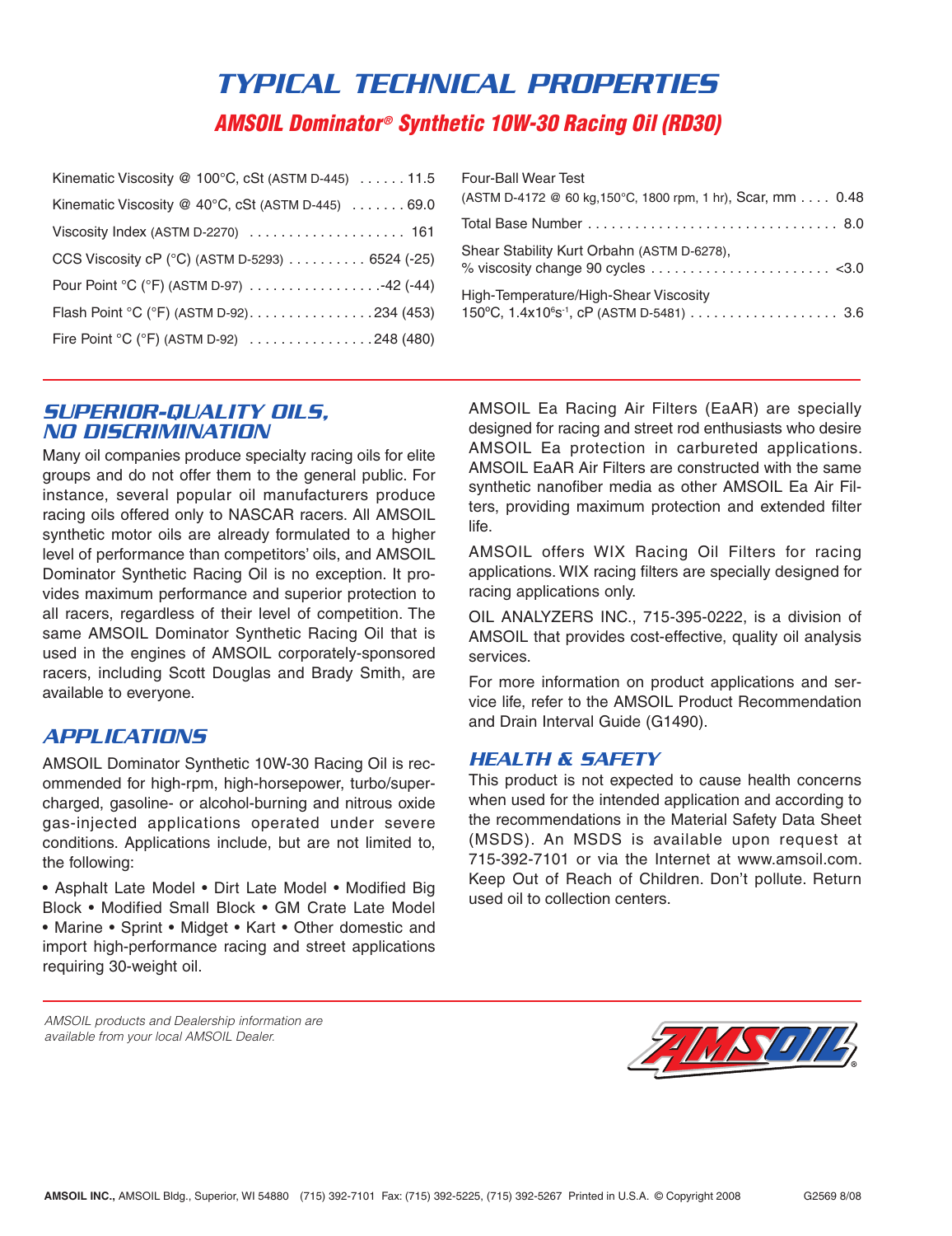# TYPICAL TECHNICAL PROPERTIES

## AMSOIL Dominator® Synthetic 10W-30 Racing Oil (RD30)

| Property | Value |
|---|---|
| Kinematic Viscosity @ 100°C, cSt (ASTM D-445) | 11.5 |
| Kinematic Viscosity @ 40°C, cSt (ASTM D-445) | 69.0 |
| Viscosity Index (ASTM D-2270) | 161 |
| CCS Viscosity cP (°C) (ASTM D-5293) | 6524 (-25) |
| Pour Point °C (°F) (ASTM D-97) | -42 (-44) |
| Flash Point °C (°F) (ASTM D-92) | 234 (453) |
| Fire Point °C (°F) (ASTM D-92) | 248 (480) |
| Four-Ball Wear Test (ASTM D-4172 @ 60 kg,150°C, 1800 rpm, 1 hr), Scar, mm | 0.48 |
| Total Base Number | 8.0 |
| Shear Stability Kurt Orbahn (ASTM D-6278), % viscosity change 90 cycles | <3.0 |
| High-Temperature/High-Shear Viscosity 150°C, $1.4x10^6 s^{-1}$, cP (ASTM D-5481) | 3.6 |

### SUPERIOR-QUALITY OILS, NO DISCRIMINATION

Many oil companies produce specialty racing oils for elite groups and do not offer them to the general public. For instance, several popular oil manufacturers produce racing oils offered only to NASCAR racers. All AMSOIL synthetic motor oils are already formulated to a higher level of performance than competitors' oils, and AMSOIL Dominator Synthetic Racing Oil is no exception. It provides maximum performance and superior protection to all racers, regardless of their level of competition. The same AMSOIL Dominator Synthetic Racing Oil that is used in the engines of AMSOIL corporately-sponsored racers, including Scott Douglas and Brady Smith, are available to everyone.

### APPLICATIONS

AMSOIL Dominator Synthetic 10W-30 Racing Oil is recommended for high-rpm, high-horsepower, turbo/supercharged, gasoline- or alcohol-burning and nitrous oxide gas-injected applications operated under severe conditions. Applications include, but are not limited to, the following:

• Asphalt Late Model • Dirt Late Model • Modified Big Block • Modified Small Block • GM Crate Late Model • Marine • Sprint • Midget • Kart • Other domestic and import high-performance racing and street applications requiring 30-weight oil.

AMSOIL Ea Racing Air Filters (EaAR) are specially designed for racing and street rod enthusiasts who desire AMSOIL Ea protection in carbureted applications. AMSOIL EaAR Air Filters are constructed with the same synthetic nanofiber media as other AMSOIL Ea Air Filters, providing maximum protection and extended filter life.

AMSOIL offers WIX Racing Oil Filters for racing applications. WIX racing filters are specially designed for racing applications only.

OIL ANALYZERS INC., 715-395-0222, is a division of AMSOIL that provides cost-effective, quality oil analysis services.

For more information on product applications and service life, refer to the AMSOIL Product Recommendation and Drain Interval Guide (G1490).

### HEALTH & SAFETY

This product is not expected to cause health concerns when used for the intended application and according to the recommendations in the Material Safety Data Sheet (MSDS). An MSDS is available upon request at 715-392-7101 or via the Internet at www.amsoil.com. Keep Out of Reach of Children. Don't pollute. Return used oil to collection centers.

*AMSOIL products and Dealership information are available from your local AMSOIL Dealer.*

**AMSOIL INC.,** AMSOIL Bldg., Superior, WI 54880 (715) 392-7101 Fax: (715) 392-5225, (715) 392-5267 Printed in U.S.A. © Copyright 2008 G2569 8/08